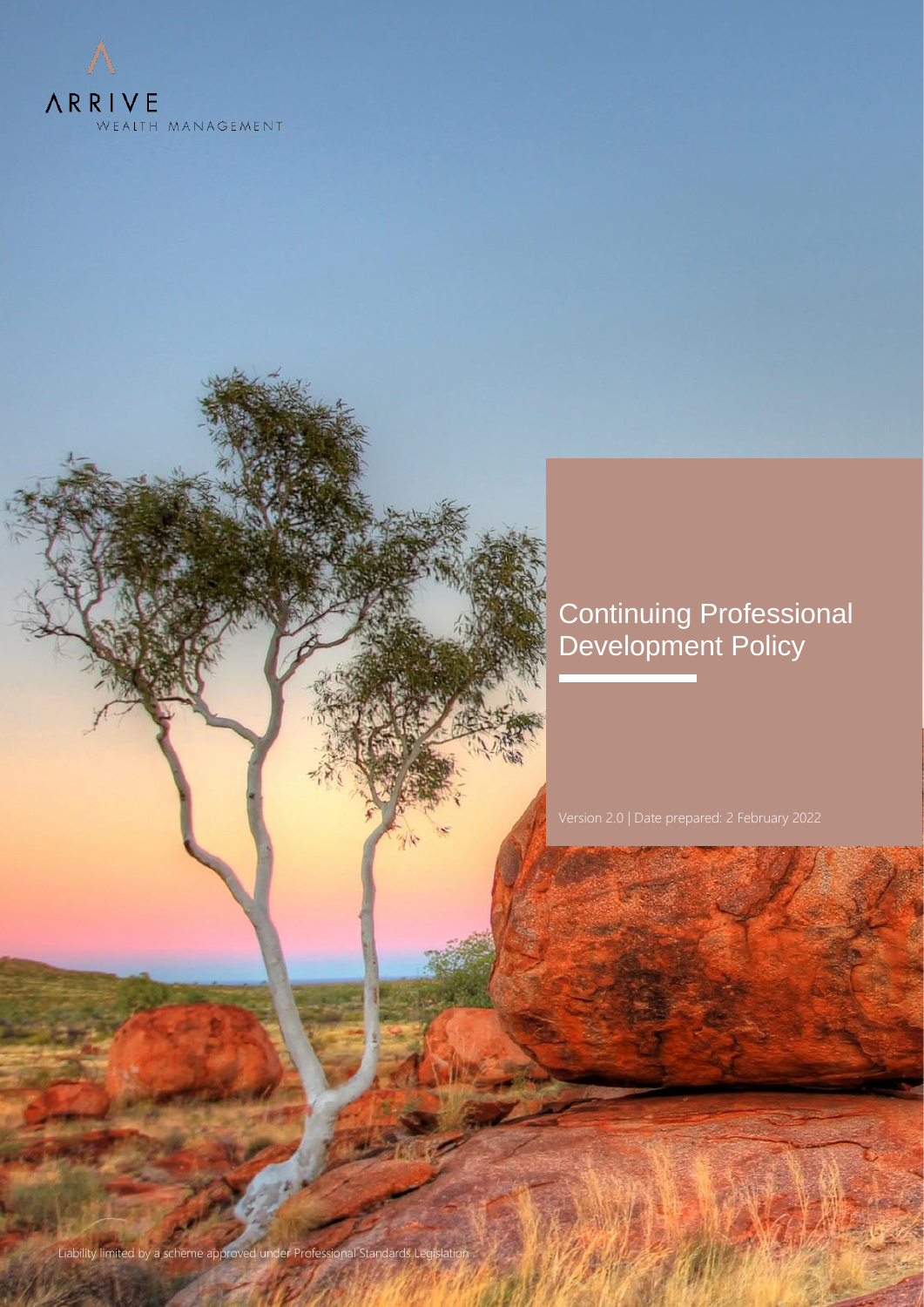ARRIVE

WEALTH MANAGEMENT

# Continuing Professional Development Policy

Version 2.0 | Date prepared: 2 February 2022

Liability limited by a scheme approved under Professional Standards Legislation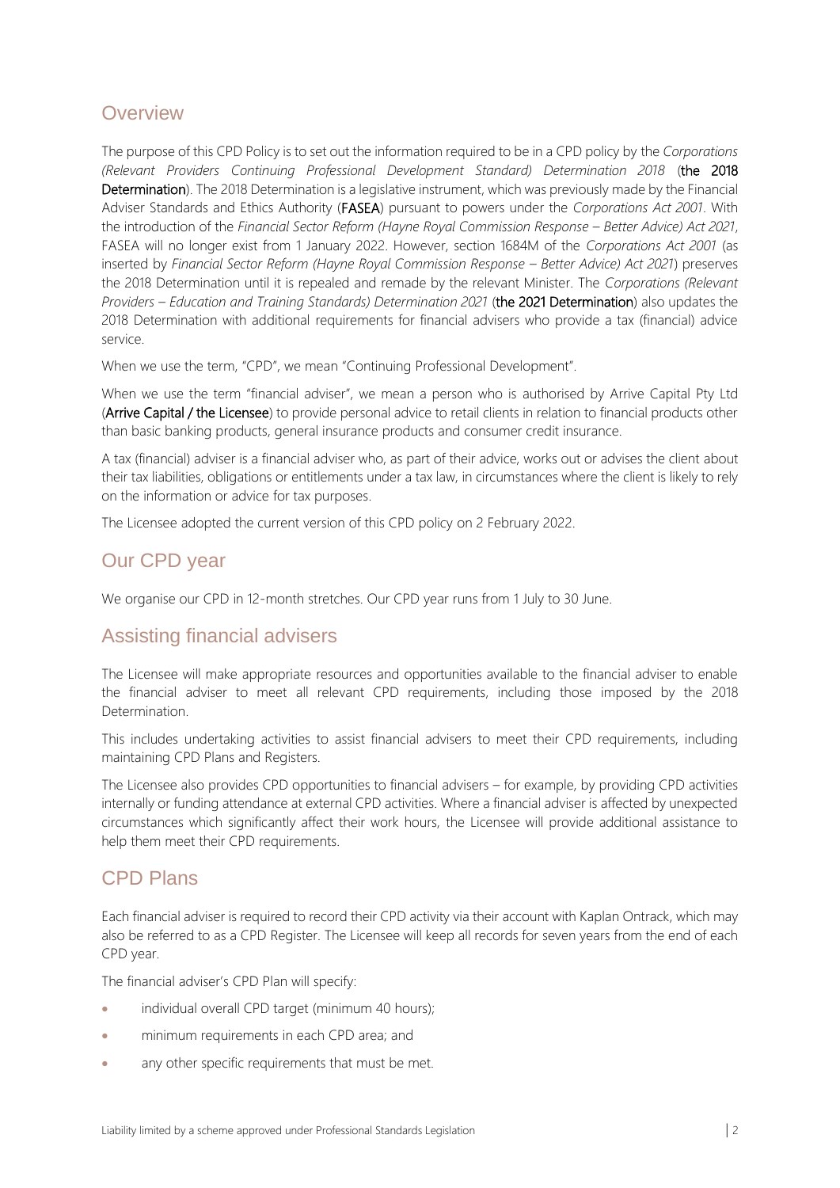## Overview

The purpose of this CPD Policy is to set out the information required to be in a CPD policy by the *Corporations (Relevant Providers Continuing Professional Development Standard) Determination 2018* (**the 2018 Determination**). The 2018 Determination is a legislative instrument, which was previously made by the Financial Adviser Standards and Ethics Authority (**FASEA**) pursuant to powers under the *Corporations Act 2001*. With the introduction of the *Financial Sector Reform (Hayne Royal Commission Response – Better Advice) Act 2021*, FASEA will no longer exist from 1 January 2022. However, section 1684M of the *Corporations Act 2001* (as inserted by *Financial Sector Reform (Hayne Royal Commission Response – Better Advice) Act 2021*) preserves the 2018 Determination until it is repealed and remade by the relevant Minister. The *Corporations (Relevant Providers – Education and Training Standards) Determination 2021* (**the 2021 Determination**) also updates the 2018 Determination with additional requirements for financial advisers who provide a tax (financial) advice service.

When we use the term, "CPD", we mean "Continuing Professional Development".

When we use the term "financial adviser", we mean a person who is authorised by Arrive Capital Pty Ltd (**Arrive Capital / the Licensee**) to provide personal advice to retail clients in relation to financial products other than basic banking products, general insurance products and consumer credit insurance.

A tax (financial) adviser is a financial adviser who, as part of their advice, works out or advises the client about their tax liabilities, obligations or entitlements under a tax law, in circumstances where the client is likely to rely on the information or advice for tax purposes.

The Licensee adopted the current version of this CPD policy on 2 February 2022.

## Our CPD year

We organise our CPD in 12-month stretches. Our CPD year runs from 1 July to 30 June.

## Assisting financial advisers

The Licensee will make appropriate resources and opportunities available to the financial adviser to enable the financial adviser to meet all relevant CPD requirements, including those imposed by the 2018 Determination.

This includes undertaking activities to assist financial advisers to meet their CPD requirements, including maintaining CPD Plans and Registers.

The Licensee also provides CPD opportunities to financial advisers – for example, by providing CPD activities internally or funding attendance at external CPD activities. Where a financial adviser is affected by unexpected circumstances which significantly affect their work hours, the Licensee will provide additional assistance to help them meet their CPD requirements.

## CPD Plans

Each financial adviser is required to record their CPD activity via their account with Kaplan Ontrack, which may also be referred to as a CPD Register. The Licensee will keep all records for seven years from the end of each CPD year.

The financial adviser's CPD Plan will specify:

- individual overall CPD target (minimum 40 hours);
- minimum requirements in each CPD area; and
- any other specific requirements that must be met.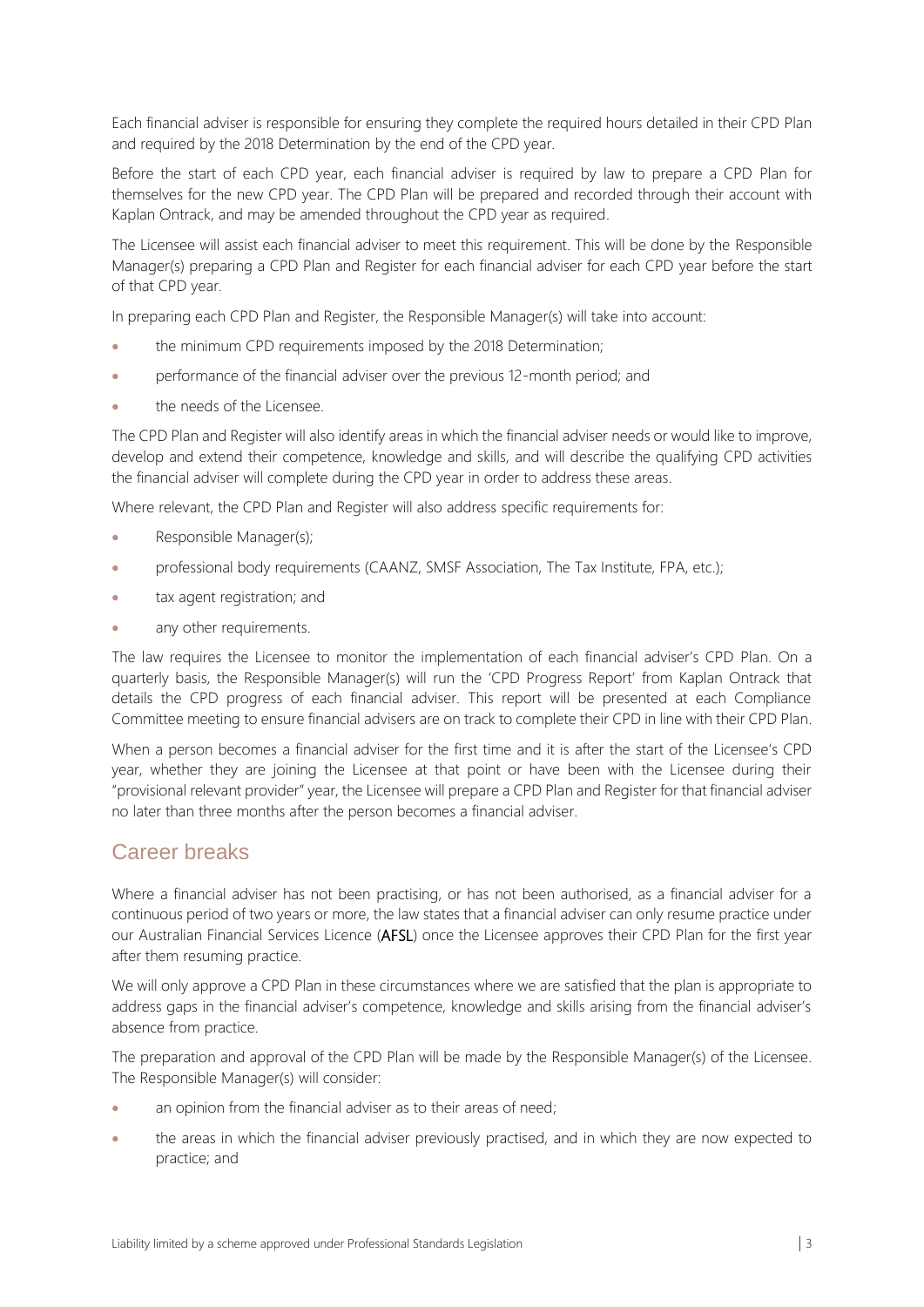Each financial adviser is responsible for ensuring they complete the required hours detailed in their CPD Plan and required by the 2018 Determination by the end of the CPD year.

Before the start of each CPD year, each financial adviser is required by law to prepare a CPD Plan for themselves for the new CPD year. The CPD Plan will be prepared and recorded through their account with Kaplan Ontrack, and may be amended throughout the CPD year as required.

The Licensee will assist each financial adviser to meet this requirement. This will be done by the Responsible Manager(s) preparing a CPD Plan and Register for each financial adviser for each CPD year before the start of that CPD year.

In preparing each CPD Plan and Register, the Responsible Manager(s) will take into account:

- the minimum CPD requirements imposed by the 2018 Determination;
- performance of the financial adviser over the previous 12-month period; and
- the needs of the Licensee.

The CPD Plan and Register will also identify areas in which the financial adviser needs or would like to improve, develop and extend their competence, knowledge and skills, and will describe the qualifying CPD activities the financial adviser will complete during the CPD year in order to address these areas.

Where relevant, the CPD Plan and Register will also address specific requirements for:

- Responsible Manager(s);
- professional body requirements (CAANZ, SMSF Association, The Tax Institute, FPA, etc.);
- tax agent registration; and
- any other requirements.

The law requires the Licensee to monitor the implementation of each financial adviser's CPD Plan. On a quarterly basis, the Responsible Manager(s) will run the 'CPD Progress Report' from Kaplan Ontrack that details the CPD progress of each financial adviser. This report will be presented at each Compliance Committee meeting to ensure financial advisers are on track to complete their CPD in line with their CPD Plan.

When a person becomes a financial adviser for the first time and it is after the start of the Licensee's CPD year, whether they are joining the Licensee at that point or have been with the Licensee during their "provisional relevant provider" year, the Licensee will prepare a CPD Plan and Register for that financial adviser no later than three months after the person becomes a financial adviser.

## Career breaks

Where a financial adviser has not been practising, or has not been authorised, as a financial adviser for a continuous period of two years or more, the law states that a financial adviser can only resume practice under our Australian Financial Services Licence (**AFSL**) once the Licensee approves their CPD Plan for the first year after them resuming practice.

We will only approve a CPD Plan in these circumstances where we are satisfied that the plan is appropriate to address gaps in the financial adviser's competence, knowledge and skills arising from the financial adviser's absence from practice.

The preparation and approval of the CPD Plan will be made by the Responsible Manager(s) of the Licensee. The Responsible Manager(s) will consider:

- an opinion from the financial adviser as to their areas of need;
- the areas in which the financial adviser previously practised, and in which they are now expected to practice; and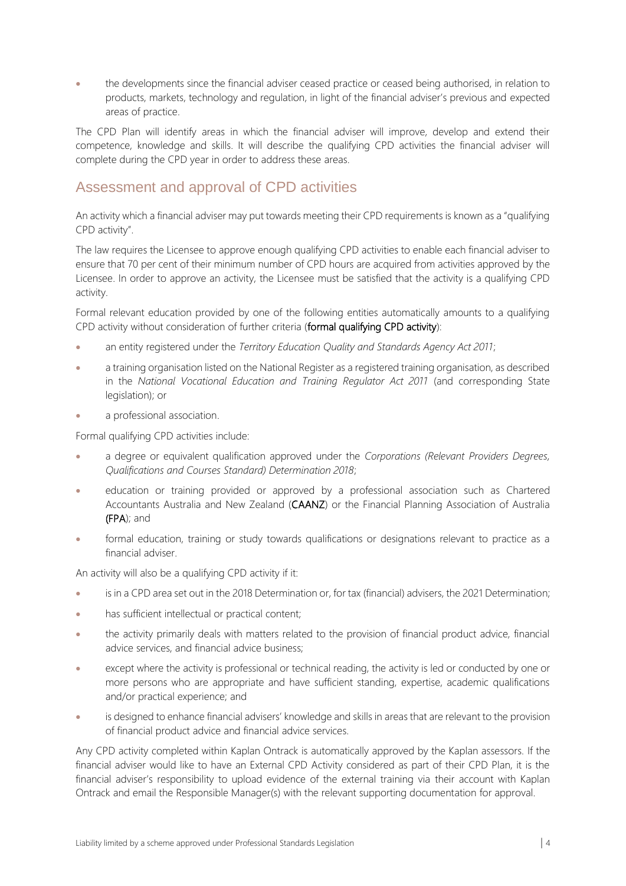- the developments since the financial adviser ceased practice or ceased being authorised, in relation to products, markets, technology and regulation, in light of the financial adviser's previous and expected areas of practice.

The CPD Plan will identify areas in which the financial adviser will improve, develop and extend their competence, knowledge and skills. It will describe the qualifying CPD activities the financial adviser will complete during the CPD year in order to address these areas.

## Assessment and approval of CPD activities

An activity which a financial adviser may put towards meeting their CPD requirements is known as a "qualifying CPD activity".

The law requires the Licensee to approve enough qualifying CPD activities to enable each financial adviser to ensure that 70 per cent of their minimum number of CPD hours are acquired from activities approved by the Licensee. In order to approve an activity, the Licensee must be satisfied that the activity is a qualifying CPD activity.

Formal relevant education provided by one of the following entities automatically amounts to a qualifying CPD activity without consideration of further criteria (**formal qualifying CPD activity**):

- an entity registered under the *Territory Education Quality and Standards Agency Act 2011*;
- a training organisation listed on the National Register as a registered training organisation, as described in the *National Vocational Education and Training Regulator Act 2011* (and corresponding State legislation); or
- a professional association.

Formal qualifying CPD activities include:

- a degree or equivalent qualification approved under the *Corporations (Relevant Providers Degrees, Qualifications and Courses Standard) Determination 2018*;
- education or training provided or approved by a professional association such as Chartered Accountants Australia and New Zealand (**CAANZ**) or the Financial Planning Association of Australia (**FPA**); and
- formal education, training or study towards qualifications or designations relevant to practice as a financial adviser.

An activity will also be a qualifying CPD activity if it:

- is in a CPD area set out in the 2018 Determination or, for tax (financial) advisers, the 2021 Determination;
- has sufficient intellectual or practical content;
- the activity primarily deals with matters related to the provision of financial product advice, financial advice services, and financial advice business;
- except where the activity is professional or technical reading, the activity is led or conducted by one or more persons who are appropriate and have sufficient standing, expertise, academic qualifications and/or practical experience; and
- is designed to enhance financial advisers' knowledge and skills in areas that are relevant to the provision of financial product advice and financial advice services.

Any CPD activity completed within Kaplan Ontrack is automatically approved by the Kaplan assessors. If the financial adviser would like to have an External CPD Activity considered as part of their CPD Plan, it is the financial adviser's responsibility to upload evidence of the external training via their account with Kaplan Ontrack and email the Responsible Manager(s) with the relevant supporting documentation for approval.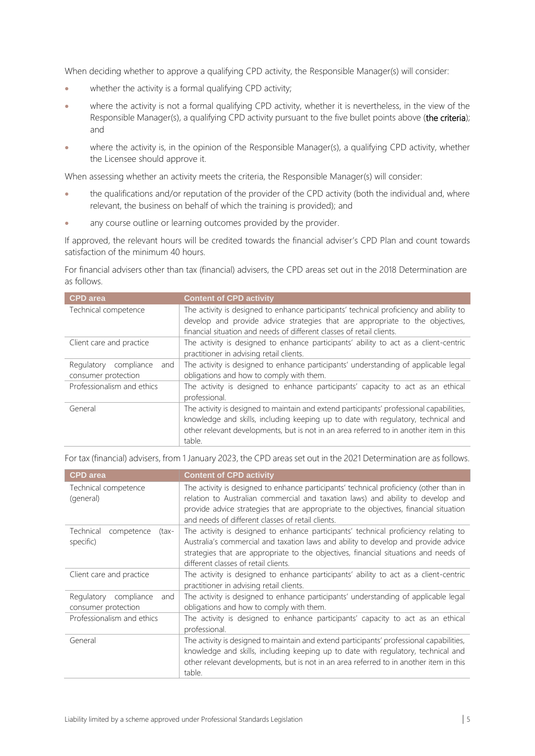When deciding whether to approve a qualifying CPD activity, the Responsible Manager(s) will consider:

- whether the activity is a formal qualifying CPD activity;
- where the activity is not a formal qualifying CPD activity, whether it is nevertheless, in the view of the Responsible Manager(s), a qualifying CPD activity pursuant to the five bullet points above (**the criteria**); and
- where the activity is, in the opinion of the Responsible Manager(s), a qualifying CPD activity, whether the Licensee should approve it.

When assessing whether an activity meets the criteria, the Responsible Manager(s) will consider:

- the qualifications and/or reputation of the provider of the CPD activity (both the individual and, where relevant, the business on behalf of which the training is provided); and
- any course outline or learning outcomes provided by the provider.

If approved, the relevant hours will be credited towards the financial adviser's CPD Plan and count towards satisfaction of the minimum 40 hours.

For financial advisers other than tax (financial) advisers, the CPD areas set out in the 2018 Determination are as follows.

| CPD area | Content of CPD activity |
| --- | --- |
| Technical competence | The activity is designed to enhance participants' technical proficiency and ability to develop and provide advice strategies that are appropriate to the objectives, financial situation and needs of different classes of retail clients. |
| Client care and practice | The activity is designed to enhance participants' ability to act as a client-centric practitioner in advising retail clients. |
| Regulatory compliance and consumer protection | The activity is designed to enhance participants' understanding of applicable legal obligations and how to comply with them. |
| Professionalism and ethics | The activity is designed to enhance participants' capacity to act as an ethical professional. |
| General | The activity is designed to maintain and extend participants' professional capabilities, knowledge and skills, including keeping up to date with regulatory, technical and other relevant developments, but is not in an area referred to in another item in this table. |

For tax (financial) advisers, from 1 January 2023, the CPD areas set out in the 2021 Determination are as follows.

| CPD area | Content of CPD activity |
| --- | --- |
| Technical competence (general) | The activity is designed to enhance participants' technical proficiency (other than in relation to Australian commercial and taxation laws) and ability to develop and provide advice strategies that are appropriate to the objectives, financial situation and needs of different classes of retail clients. |
| Technical competence (tax-specific) | The activity is designed to enhance participants' technical proficiency relating to Australia's commercial and taxation laws and ability to develop and provide advice strategies that are appropriate to the objectives, financial situations and needs of different classes of retail clients. |
| Client care and practice | The activity is designed to enhance participants' ability to act as a client-centric practitioner in advising retail clients. |
| Regulatory compliance and consumer protection | The activity is designed to enhance participants' understanding of applicable legal obligations and how to comply with them. |
| Professionalism and ethics | The activity is designed to enhance participants' capacity to act as an ethical professional. |
| General | The activity is designed to maintain and extend participants' professional capabilities, knowledge and skills, including keeping up to date with regulatory, technical and other relevant developments, but is not in an area referred to in another item in this table. |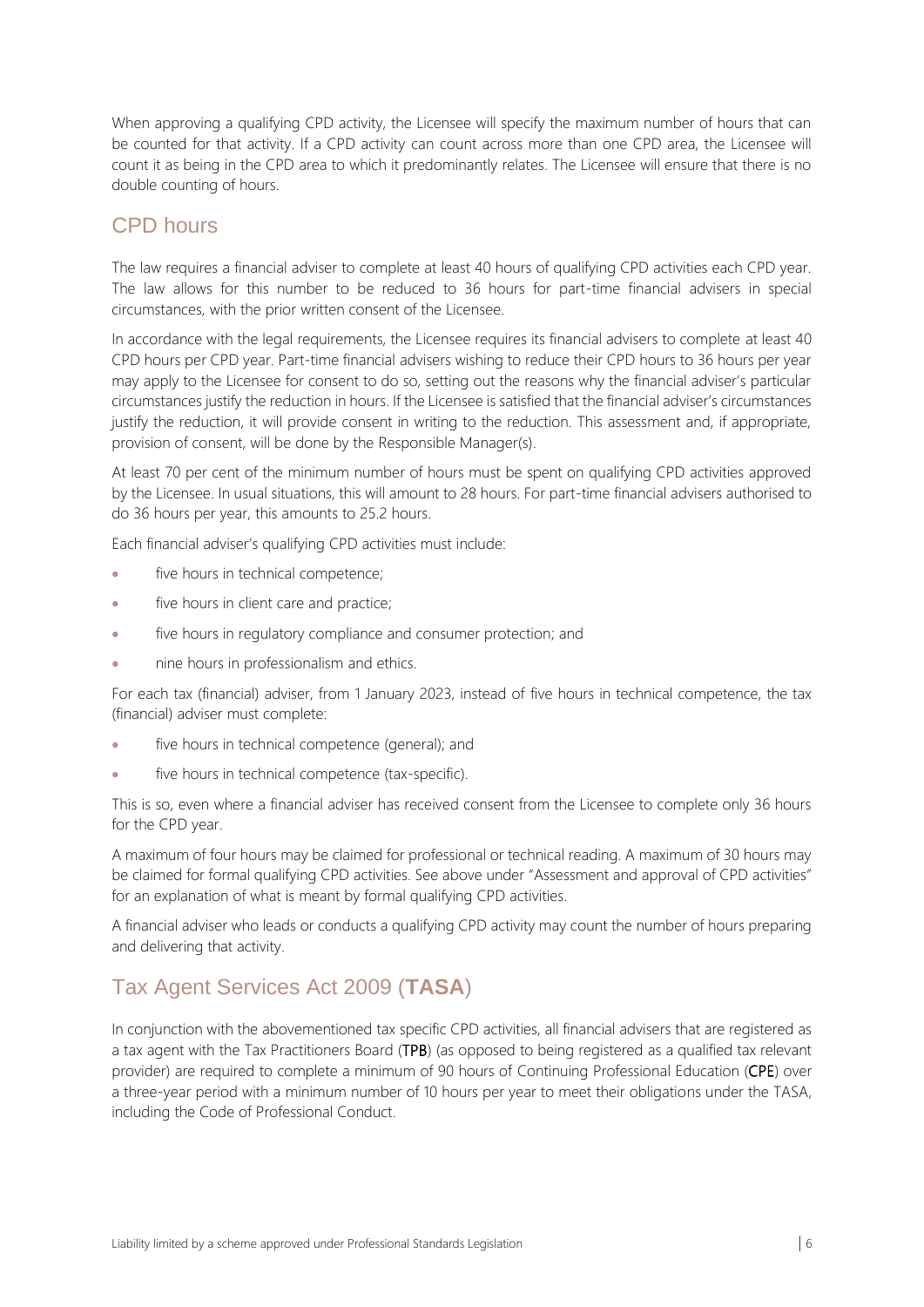When approving a qualifying CPD activity, the Licensee will specify the maximum number of hours that can be counted for that activity. If a CPD activity can count across more than one CPD area, the Licensee will count it as being in the CPD area to which it predominantly relates. The Licensee will ensure that there is no double counting of hours.

## CPD hours

The law requires a financial adviser to complete at least 40 hours of qualifying CPD activities each CPD year. The law allows for this number to be reduced to 36 hours for part-time financial advisers in special circumstances, with the prior written consent of the Licensee.

In accordance with the legal requirements, the Licensee requires its financial advisers to complete at least 40 CPD hours per CPD year. Part-time financial advisers wishing to reduce their CPD hours to 36 hours per year may apply to the Licensee for consent to do so, setting out the reasons why the financial adviser's particular circumstances justify the reduction in hours. If the Licensee is satisfied that the financial adviser's circumstances justify the reduction, it will provide consent in writing to the reduction. This assessment and, if appropriate, provision of consent, will be done by the Responsible Manager(s).

At least 70 per cent of the minimum number of hours must be spent on qualifying CPD activities approved by the Licensee. In usual situations, this will amount to 28 hours. For part-time financial advisers authorised to do 36 hours per year, this amounts to 25.2 hours.

Each financial adviser's qualifying CPD activities must include:

- five hours in technical competence;
- five hours in client care and practice;
- five hours in regulatory compliance and consumer protection; and
- nine hours in professionalism and ethics.

For each tax (financial) adviser, from 1 January 2023, instead of five hours in technical competence, the tax (financial) adviser must complete:

- five hours in technical competence (general); and
- five hours in technical competence (tax-specific).

This is so, even where a financial adviser has received consent from the Licensee to complete only 36 hours for the CPD year.

A maximum of four hours may be claimed for professional or technical reading. A maximum of 30 hours may be claimed for formal qualifying CPD activities. See above under "Assessment and approval of CPD activities" for an explanation of what is meant by formal qualifying CPD activities.

A financial adviser who leads or conducts a qualifying CPD activity may count the number of hours preparing and delivering that activity.

## Tax Agent Services Act 2009 (**TASA**)

In conjunction with the abovementioned tax specific CPD activities, all financial advisers that are registered as a tax agent with the Tax Practitioners Board (**TPB**) (as opposed to being registered as a qualified tax relevant provider) are required to complete a minimum of 90 hours of Continuing Professional Education (**CPE**) over a three-year period with a minimum number of 10 hours per year to meet their obligations under the TASA, including the Code of Professional Conduct.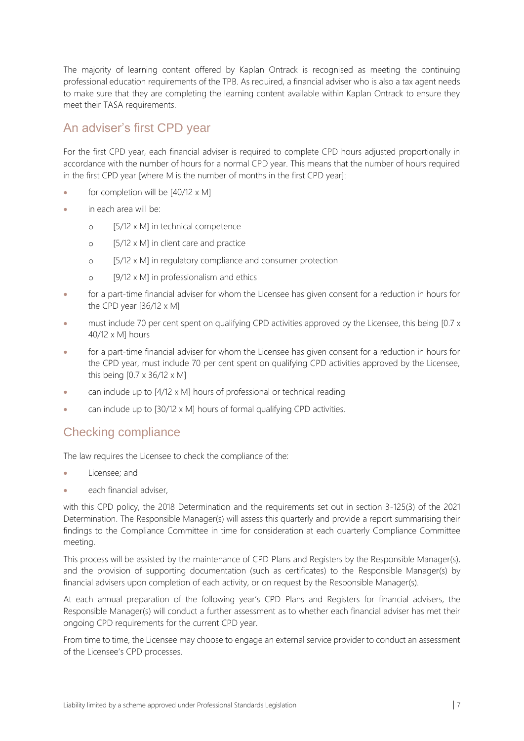The majority of learning content offered by Kaplan Ontrack is recognised as meeting the continuing professional education requirements of the TPB. As required, a financial adviser who is also a tax agent needs to make sure that they are completing the learning content available within Kaplan Ontrack to ensure they meet their TASA requirements.

## An adviser's first CPD year

For the first CPD year, each financial adviser is required to complete CPD hours adjusted proportionally in accordance with the number of hours for a normal CPD year. This means that the number of hours required in the first CPD year [where M is the number of months in the first CPD year]:

- for completion will be [40/12 x M]
- in each area will be:
  - [5/12 x M] in technical competence
  - [5/12 x M] in client care and practice
  - [5/12 x M] in regulatory compliance and consumer protection
  - [9/12 x M] in professionalism and ethics
- for a part-time financial adviser for whom the Licensee has given consent for a reduction in hours for the CPD year [36/12 x M]
- must include 70 per cent spent on qualifying CPD activities approved by the Licensee, this being [0.7 x 40/12 x M] hours
- for a part-time financial adviser for whom the Licensee has given consent for a reduction in hours for the CPD year, must include 70 per cent spent on qualifying CPD activities approved by the Licensee, this being [0.7 x 36/12 x M]
- can include up to [4/12 x M] hours of professional or technical reading
- can include up to [30/12 x M] hours of formal qualifying CPD activities.

## Checking compliance

The law requires the Licensee to check the compliance of the:

- Licensee; and
- each financial adviser,

with this CPD policy, the 2018 Determination and the requirements set out in section 3-125(3) of the 2021 Determination. The Responsible Manager(s) will assess this quarterly and provide a report summarising their findings to the Compliance Committee in time for consideration at each quarterly Compliance Committee meeting.

This process will be assisted by the maintenance of CPD Plans and Registers by the Responsible Manager(s), and the provision of supporting documentation (such as certificates) to the Responsible Manager(s) by financial advisers upon completion of each activity, or on request by the Responsible Manager(s).

At each annual preparation of the following year's CPD Plans and Registers for financial advisers, the Responsible Manager(s) will conduct a further assessment as to whether each financial adviser has met their ongoing CPD requirements for the current CPD year.

From time to time, the Licensee may choose to engage an external service provider to conduct an assessment of the Licensee's CPD processes.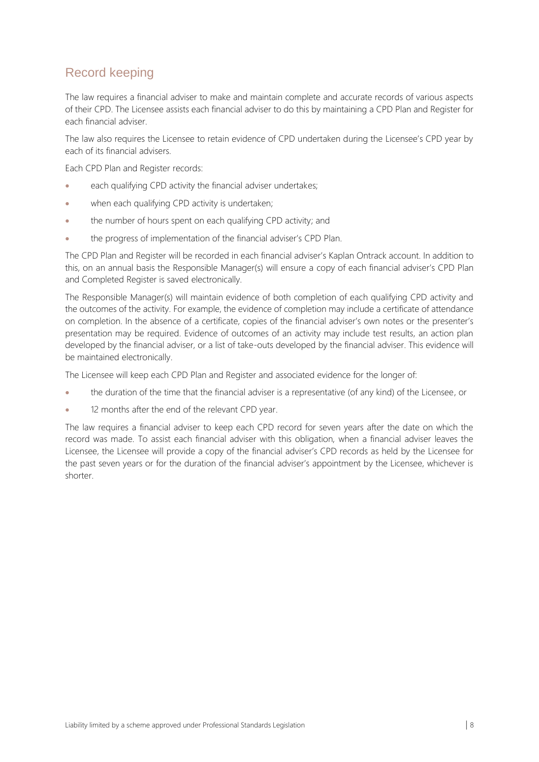## Record keeping

The law requires a financial adviser to make and maintain complete and accurate records of various aspects of their CPD. The Licensee assists each financial adviser to do this by maintaining a CPD Plan and Register for each financial adviser.

The law also requires the Licensee to retain evidence of CPD undertaken during the Licensee's CPD year by each of its financial advisers.

Each CPD Plan and Register records:

- each qualifying CPD activity the financial adviser undertakes;
- when each qualifying CPD activity is undertaken;
- the number of hours spent on each qualifying CPD activity; and
- the progress of implementation of the financial adviser's CPD Plan.

The CPD Plan and Register will be recorded in each financial adviser's Kaplan Ontrack account. In addition to this, on an annual basis the Responsible Manager(s) will ensure a copy of each financial adviser's CPD Plan and Completed Register is saved electronically.

The Responsible Manager(s) will maintain evidence of both completion of each qualifying CPD activity and the outcomes of the activity. For example, the evidence of completion may include a certificate of attendance on completion. In the absence of a certificate, copies of the financial adviser's own notes or the presenter's presentation may be required. Evidence of outcomes of an activity may include test results, an action plan developed by the financial adviser, or a list of take-outs developed by the financial adviser. This evidence will be maintained electronically.

The Licensee will keep each CPD Plan and Register and associated evidence for the longer of:

- the duration of the time that the financial adviser is a representative (of any kind) of the Licensee, or
- 12 months after the end of the relevant CPD year.

The law requires a financial adviser to keep each CPD record for seven years after the date on which the record was made. To assist each financial adviser with this obligation, when a financial adviser leaves the Licensee, the Licensee will provide a copy of the financial adviser's CPD records as held by the Licensee for the past seven years or for the duration of the financial adviser's appointment by the Licensee, whichever is shorter.

Liability limited by a scheme approved under Professional Standards Legislation